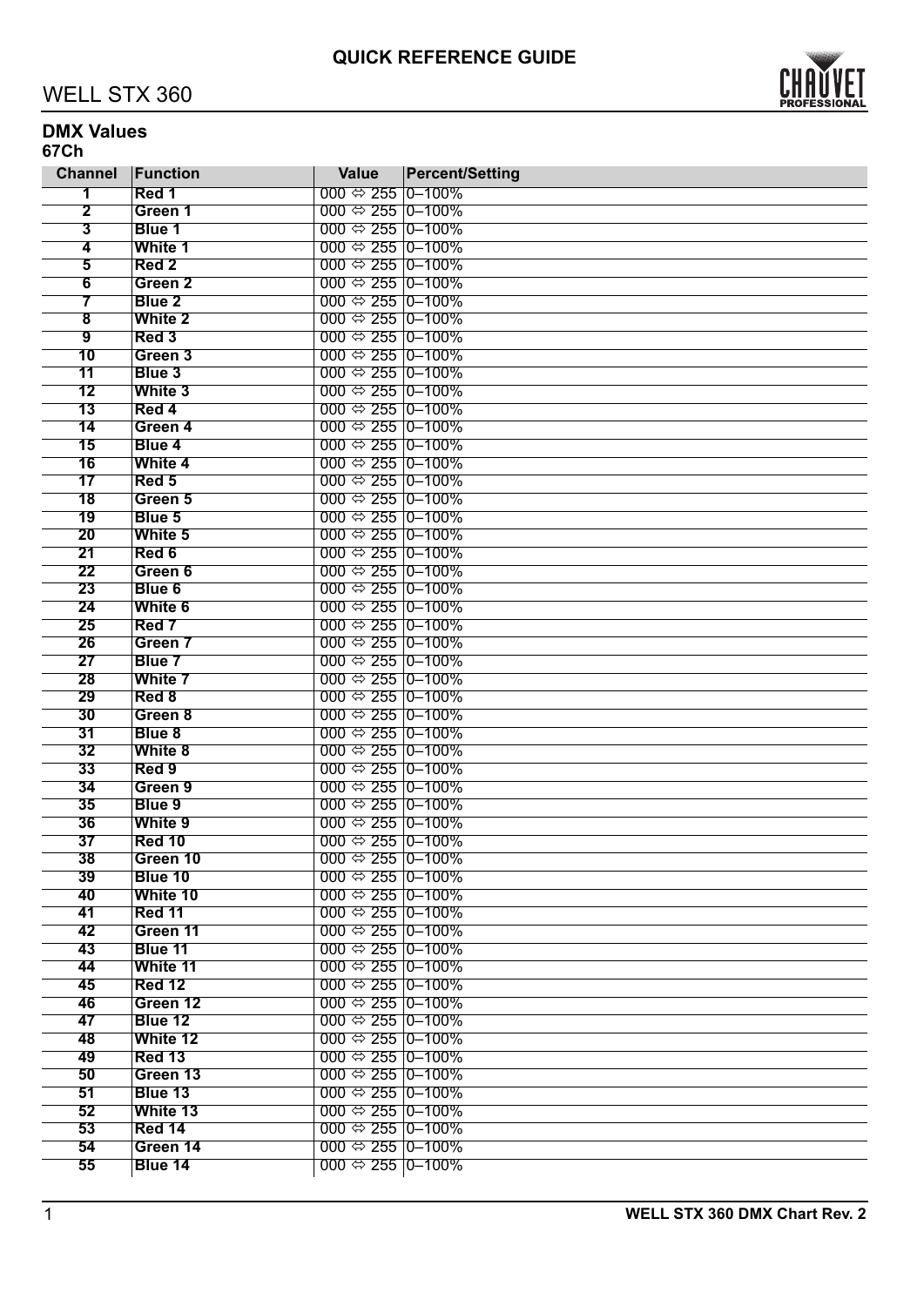# WELL STX 360

## QUICK REFERENCE GUIDE

### DMX Values

**67Ch**

| Channel | Function | Value | Percent/Setting |
|---|---|---|---|
| 1 | Red 1 | 000 ⇔ 255 | 0–100% |
| 2 | Green 1 | 000 ⇔ 255 | 0–100% |
| 3 | Blue 1 | 000 ⇔ 255 | 0–100% |
| 4 | White 1 | 000 ⇔ 255 | 0–100% |
| 5 | Red 2 | 000 ⇔ 255 | 0–100% |
| 6 | Green 2 | 000 ⇔ 255 | 0–100% |
| 7 | Blue 2 | 000 ⇔ 255 | 0–100% |
| 8 | White 2 | 000 ⇔ 255 | 0–100% |
| 9 | Red 3 | 000 ⇔ 255 | 0–100% |
| 10 | Green 3 | 000 ⇔ 255 | 0–100% |
| 11 | Blue 3 | 000 ⇔ 255 | 0–100% |
| 12 | White 3 | 000 ⇔ 255 | 0–100% |
| 13 | Red 4 | 000 ⇔ 255 | 0–100% |
| 14 | Green 4 | 000 ⇔ 255 | 0–100% |
| 15 | Blue 4 | 000 ⇔ 255 | 0–100% |
| 16 | White 4 | 000 ⇔ 255 | 0–100% |
| 17 | Red 5 | 000 ⇔ 255 | 0–100% |
| 18 | Green 5 | 000 ⇔ 255 | 0–100% |
| 19 | Blue 5 | 000 ⇔ 255 | 0–100% |
| 20 | White 5 | 000 ⇔ 255 | 0–100% |
| 21 | Red 6 | 000 ⇔ 255 | 0–100% |
| 22 | Green 6 | 000 ⇔ 255 | 0–100% |
| 23 | Blue 6 | 000 ⇔ 255 | 0–100% |
| 24 | White 6 | 000 ⇔ 255 | 0–100% |
| 25 | Red 7 | 000 ⇔ 255 | 0–100% |
| 26 | Green 7 | 000 ⇔ 255 | 0–100% |
| 27 | Blue 7 | 000 ⇔ 255 | 0–100% |
| 28 | White 7 | 000 ⇔ 255 | 0–100% |
| 29 | Red 8 | 000 ⇔ 255 | 0–100% |
| 30 | Green 8 | 000 ⇔ 255 | 0–100% |
| 31 | Blue 8 | 000 ⇔ 255 | 0–100% |
| 32 | White 8 | 000 ⇔ 255 | 0–100% |
| 33 | Red 9 | 000 ⇔ 255 | 0–100% |
| 34 | Green 9 | 000 ⇔ 255 | 0–100% |
| 35 | Blue 9 | 000 ⇔ 255 | 0–100% |
| 36 | White 9 | 000 ⇔ 255 | 0–100% |
| 37 | Red 10 | 000 ⇔ 255 | 0–100% |
| 38 | Green 10 | 000 ⇔ 255 | 0–100% |
| 39 | Blue 10 | 000 ⇔ 255 | 0–100% |
| 40 | White 10 | 000 ⇔ 255 | 0–100% |
| 41 | Red 11 | 000 ⇔ 255 | 0–100% |
| 42 | Green 11 | 000 ⇔ 255 | 0–100% |
| 43 | Blue 11 | 000 ⇔ 255 | 0–100% |
| 44 | White 11 | 000 ⇔ 255 | 0–100% |
| 45 | Red 12 | 000 ⇔ 255 | 0–100% |
| 46 | Green 12 | 000 ⇔ 255 | 0–100% |
| 47 | Blue 12 | 000 ⇔ 255 | 0–100% |
| 48 | White 12 | 000 ⇔ 255 | 0–100% |
| 49 | Red 13 | 000 ⇔ 255 | 0–100% |
| 50 | Green 13 | 000 ⇔ 255 | 0–100% |
| 51 | Blue 13 | 000 ⇔ 255 | 0–100% |
| 52 | White 13 | 000 ⇔ 255 | 0–100% |
| 53 | Red 14 | 000 ⇔ 255 | 0–100% |
| 54 | Green 14 | 000 ⇔ 255 | 0–100% |
| 55 | Blue 14 | 000 ⇔ 255 | 0–100% |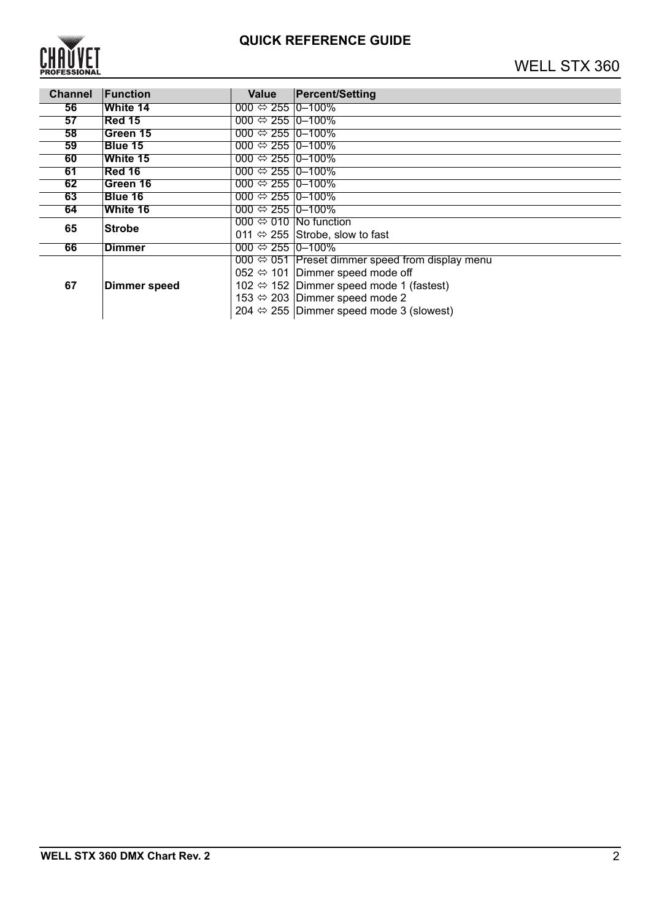| Channel | Function | Value | Percent/Setting |
|---|---|---|---|
| 56 | **White 14** | 000 ⇔ 255 | 0–100% |
| 57 | **Red 15** | 000 ⇔ 255 | 0–100% |
| 58 | **Green 15** | 000 ⇔ 255 | 0–100% |
| 59 | **Blue 15** | 000 ⇔ 255 | 0–100% |
| 60 | **White 15** | 000 ⇔ 255 | 0–100% |
| 61 | **Red 16** | 000 ⇔ 255 | 0–100% |
| 62 | **Green 16** | 000 ⇔ 255 | 0–100% |
| 63 | **Blue 16** | 000 ⇔ 255 | 0–100% |
| 64 | **White 16** | 000 ⇔ 255 | 0–100% |
| 65 | **Strobe** | 000 ⇔ 010 | No function |
| | | 011 ⇔ 255 | Strobe, slow to fast |
| 66 | **Dimmer** | 000 ⇔ 255 | 0–100% |
| 67 | **Dimmer speed** | 000 ⇔ 051 | Preset dimmer speed from display menu |
| | | 052 ⇔ 101 | Dimmer speed mode off |
| | | 102 ⇔ 152 | Dimmer speed mode 1 (fastest) |
| | | 153 ⇔ 203 | Dimmer speed mode 2 |
| | | 204 ⇔ 255 | Dimmer speed mode 3 (slowest) |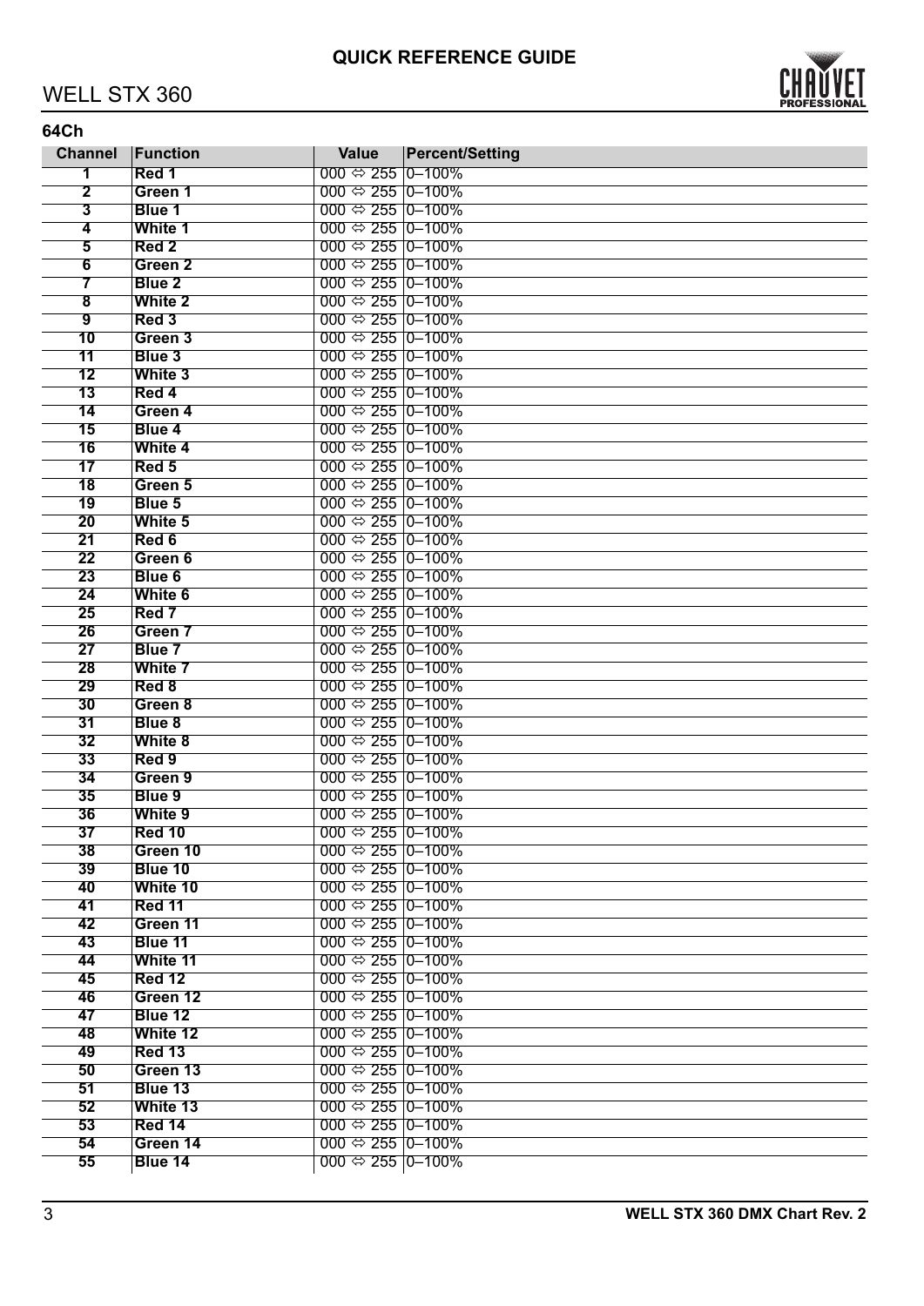## 64Ch

| Channel | Function | Value | Percent/Setting |
|---|---|---|---|
| 1 | **Red 1** | 000 ⇔ 255 | 0–100% |
| 2 | **Green 1** | 000 ⇔ 255 | 0–100% |
| 3 | **Blue 1** | 000 ⇔ 255 | 0–100% |
| 4 | **White 1** | 000 ⇔ 255 | 0–100% |
| 5 | **Red 2** | 000 ⇔ 255 | 0–100% |
| 6 | **Green 2** | 000 ⇔ 255 | 0–100% |
| 7 | **Blue 2** | 000 ⇔ 255 | 0–100% |
| 8 | **White 2** | 000 ⇔ 255 | 0–100% |
| 9 | **Red 3** | 000 ⇔ 255 | 0–100% |
| 10 | **Green 3** | 000 ⇔ 255 | 0–100% |
| 11 | **Blue 3** | 000 ⇔ 255 | 0–100% |
| 12 | **White 3** | 000 ⇔ 255 | 0–100% |
| 13 | **Red 4** | 000 ⇔ 255 | 0–100% |
| 14 | **Green 4** | 000 ⇔ 255 | 0–100% |
| 15 | **Blue 4** | 000 ⇔ 255 | 0–100% |
| 16 | **White 4** | 000 ⇔ 255 | 0–100% |
| 17 | **Red 5** | 000 ⇔ 255 | 0–100% |
| 18 | **Green 5** | 000 ⇔ 255 | 0–100% |
| 19 | **Blue 5** | 000 ⇔ 255 | 0–100% |
| 20 | **White 5** | 000 ⇔ 255 | 0–100% |
| 21 | **Red 6** | 000 ⇔ 255 | 0–100% |
| 22 | **Green 6** | 000 ⇔ 255 | 0–100% |
| 23 | **Blue 6** | 000 ⇔ 255 | 0–100% |
| 24 | **White 6** | 000 ⇔ 255 | 0–100% |
| 25 | **Red 7** | 000 ⇔ 255 | 0–100% |
| 26 | **Green 7** | 000 ⇔ 255 | 0–100% |
| 27 | **Blue 7** | 000 ⇔ 255 | 0–100% |
| 28 | **White 7** | 000 ⇔ 255 | 0–100% |
| 29 | **Red 8** | 000 ⇔ 255 | 0–100% |
| 30 | **Green 8** | 000 ⇔ 255 | 0–100% |
| 31 | **Blue 8** | 000 ⇔ 255 | 0–100% |
| 32 | **White 8** | 000 ⇔ 255 | 0–100% |
| 33 | **Red 9** | 000 ⇔ 255 | 0–100% |
| 34 | **Green 9** | 000 ⇔ 255 | 0–100% |
| 35 | **Blue 9** | 000 ⇔ 255 | 0–100% |
| 36 | **White 9** | 000 ⇔ 255 | 0–100% |
| 37 | **Red 10** | 000 ⇔ 255 | 0–100% |
| 38 | **Green 10** | 000 ⇔ 255 | 0–100% |
| 39 | **Blue 10** | 000 ⇔ 255 | 0–100% |
| 40 | **White 10** | 000 ⇔ 255 | 0–100% |
| 41 | **Red 11** | 000 ⇔ 255 | 0–100% |
| 42 | **Green 11** | 000 ⇔ 255 | 0–100% |
| 43 | **Blue 11** | 000 ⇔ 255 | 0–100% |
| 44 | **White 11** | 000 ⇔ 255 | 0–100% |
| 45 | **Red 12** | 000 ⇔ 255 | 0–100% |
| 46 | **Green 12** | 000 ⇔ 255 | 0–100% |
| 47 | **Blue 12** | 000 ⇔ 255 | 0–100% |
| 48 | **White 12** | 000 ⇔ 255 | 0–100% |
| 49 | **Red 13** | 000 ⇔ 255 | 0–100% |
| 50 | **Green 13** | 000 ⇔ 255 | 0–100% |
| 51 | **Blue 13** | 000 ⇔ 255 | 0–100% |
| 52 | **White 13** | 000 ⇔ 255 | 0–100% |
| 53 | **Red 14** | 000 ⇔ 255 | 0–100% |
| 54 | **Green 14** | 000 ⇔ 255 | 0–100% |
| 55 | **Blue 14** | 000 ⇔ 255 | 0–100% |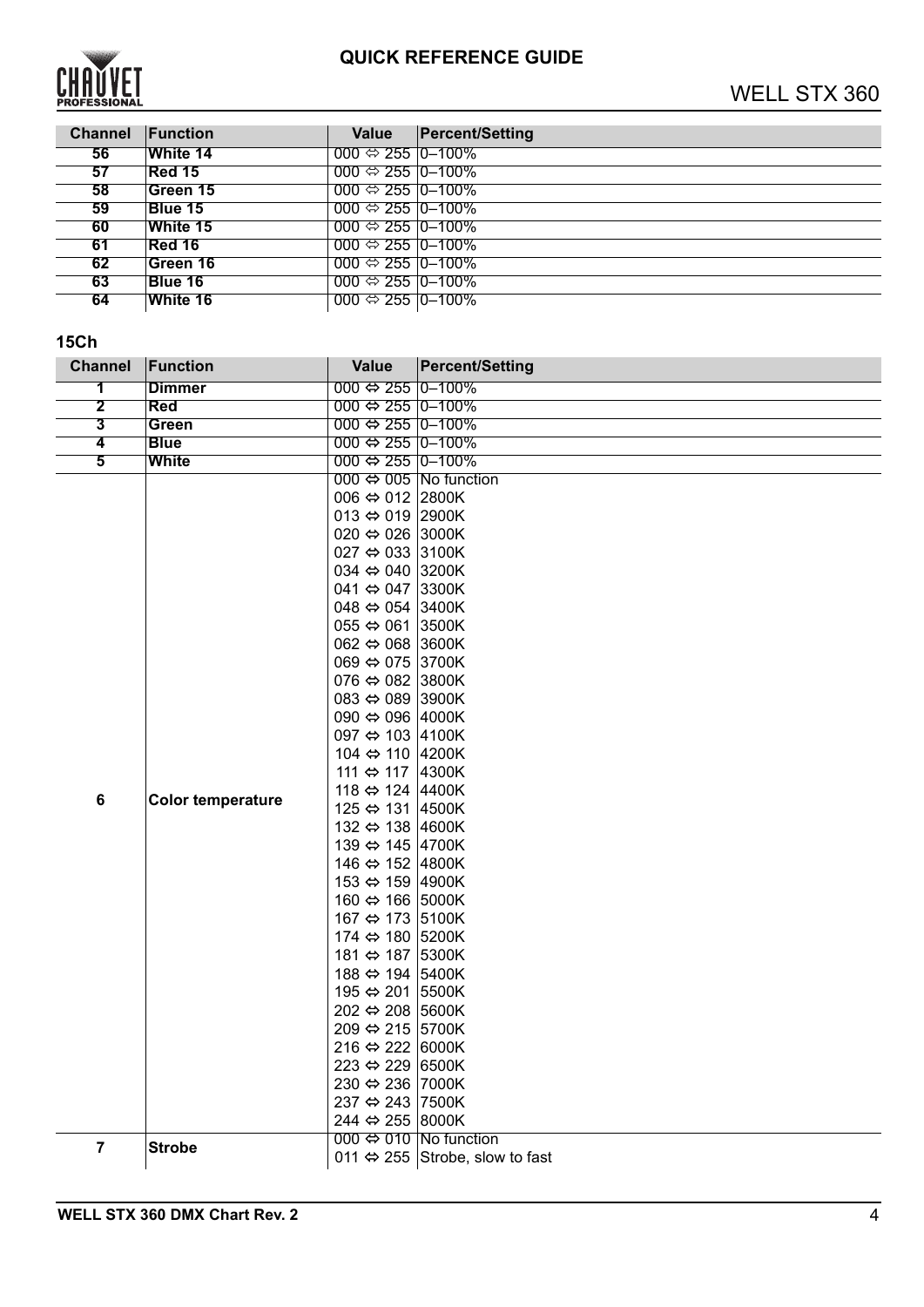| Channel | Function | Value | Percent/Setting |
|---|---|---|---|
| 56 | White 14 | 000 ⇔ 255 | 0–100% |
| 57 | Red 15 | 000 ⇔ 255 | 0–100% |
| 58 | Green 15 | 000 ⇔ 255 | 0–100% |
| 59 | Blue 15 | 000 ⇔ 255 | 0–100% |
| 60 | White 15 | 000 ⇔ 255 | 0–100% |
| 61 | Red 16 | 000 ⇔ 255 | 0–100% |
| 62 | Green 16 | 000 ⇔ 255 | 0–100% |
| 63 | Blue 16 | 000 ⇔ 255 | 0–100% |
| 64 | White 16 | 000 ⇔ 255 | 0–100% |

### 15Ch

| Channel | Function | Value | Percent/Setting |
|---|---|---|---|
| 1 | Dimmer | 000 ⇔ 255 | 0–100% |
| 2 | Red | 000 ⇔ 255 | 0–100% |
| 3 | Green | 000 ⇔ 255 | 0–100% |
| 4 | Blue | 000 ⇔ 255 | 0–100% |
| 5 | White | 000 ⇔ 255 | 0–100% |
| 6 | Color temperature | 000 ⇔ 005 | No function |
| | | 006 ⇔ 012 | 2800K |
| | | 013 ⇔ 019 | 2900K |
| | | 020 ⇔ 026 | 3000K |
| | | 027 ⇔ 033 | 3100K |
| | | 034 ⇔ 040 | 3200K |
| | | 041 ⇔ 047 | 3300K |
| | | 048 ⇔ 054 | 3400K |
| | | 055 ⇔ 061 | 3500K |
| | | 062 ⇔ 068 | 3600K |
| | | 069 ⇔ 075 | 3700K |
| | | 076 ⇔ 082 | 3800K |
| | | 083 ⇔ 089 | 3900K |
| | | 090 ⇔ 096 | 4000K |
| | | 097 ⇔ 103 | 4100K |
| | | 104 ⇔ 110 | 4200K |
| | | 111 ⇔ 117 | 4300K |
| | | 118 ⇔ 124 | 4400K |
| | | 125 ⇔ 131 | 4500K |
| | | 132 ⇔ 138 | 4600K |
| | | 139 ⇔ 145 | 4700K |
| | | 146 ⇔ 152 | 4800K |
| | | 153 ⇔ 159 | 4900K |
| | | 160 ⇔ 166 | 5000K |
| | | 167 ⇔ 173 | 5100K |
| | | 174 ⇔ 180 | 5200K |
| | | 181 ⇔ 187 | 5300K |
| | | 188 ⇔ 194 | 5400K |
| | | 195 ⇔ 201 | 5500K |
| | | 202 ⇔ 208 | 5600K |
| | | 209 ⇔ 215 | 5700K |
| | | 216 ⇔ 222 | 6000K |
| | | 223 ⇔ 229 | 6500K |
| | | 230 ⇔ 236 | 7000K |
| | | 237 ⇔ 243 | 7500K |
| | | 244 ⇔ 255 | 8000K |
| 7 | Strobe | 000 ⇔ 010 | No function |
| | | 011 ⇔ 255 | Strobe, slow to fast |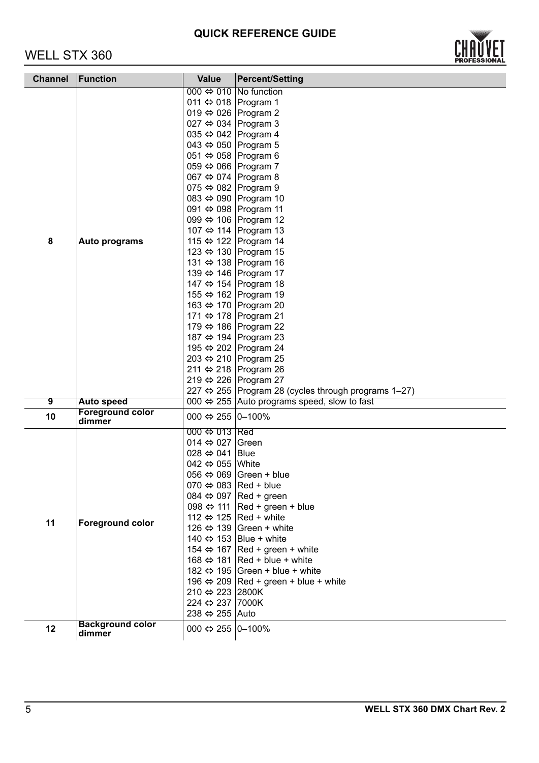| Channel | Function | Value | Percent/Setting |
|---|---|---|---|
| 8 | Auto programs | 000 ⇔ 010 | No function |
| | | 011 ⇔ 018 | Program 1 |
| | | 019 ⇔ 026 | Program 2 |
| | | 027 ⇔ 034 | Program 3 |
| | | 035 ⇔ 042 | Program 4 |
| | | 043 ⇔ 050 | Program 5 |
| | | 051 ⇔ 058 | Program 6 |
| | | 059 ⇔ 066 | Program 7 |
| | | 067 ⇔ 074 | Program 8 |
| | | 075 ⇔ 082 | Program 9 |
| | | 083 ⇔ 090 | Program 10 |
| | | 091 ⇔ 098 | Program 11 |
| | | 099 ⇔ 106 | Program 12 |
| | | 107 ⇔ 114 | Program 13 |
| | | 115 ⇔ 122 | Program 14 |
| | | 123 ⇔ 130 | Program 15 |
| | | 131 ⇔ 138 | Program 16 |
| | | 139 ⇔ 146 | Program 17 |
| | | 147 ⇔ 154 | Program 18 |
| | | 155 ⇔ 162 | Program 19 |
| | | 163 ⇔ 170 | Program 20 |
| | | 171 ⇔ 178 | Program 21 |
| | | 179 ⇔ 186 | Program 22 |
| | | 187 ⇔ 194 | Program 23 |
| | | 195 ⇔ 202 | Program 24 |
| | | 203 ⇔ 210 | Program 25 |
| | | 211 ⇔ 218 | Program 26 |
| | | 219 ⇔ 226 | Program 27 |
| | | 227 ⇔ 255 | Program 28 (cycles through programs 1–27) |
| 9 | Auto speed | 000 ⇔ 255 | Auto programs speed, slow to fast |
| 10 | Foreground color dimmer | 000 ⇔ 255 | 0–100% |
| 11 | Foreground color | 000 ⇔ 013 | Red |
| | | 014 ⇔ 027 | Green |
| | | 028 ⇔ 041 | Blue |
| | | 042 ⇔ 055 | White |
| | | 056 ⇔ 069 | Green + blue |
| | | 070 ⇔ 083 | Red + blue |
| | | 084 ⇔ 097 | Red + green |
| | | 098 ⇔ 111 | Red + green + blue |
| | | 112 ⇔ 125 | Red + white |
| | | 126 ⇔ 139 | Green + white |
| | | 140 ⇔ 153 | Blue + white |
| | | 154 ⇔ 167 | Red + green + white |
| | | 168 ⇔ 181 | Red + blue + white |
| | | 182 ⇔ 195 | Green + blue + white |
| | | 196 ⇔ 209 | Red + green + blue + white |
| | | 210 ⇔ 223 | 2800K |
| | | 224 ⇔ 237 | 7000K |
| | | 238 ⇔ 255 | Auto |
| 12 | Background color dimmer | 000 ⇔ 255 | 0–100% |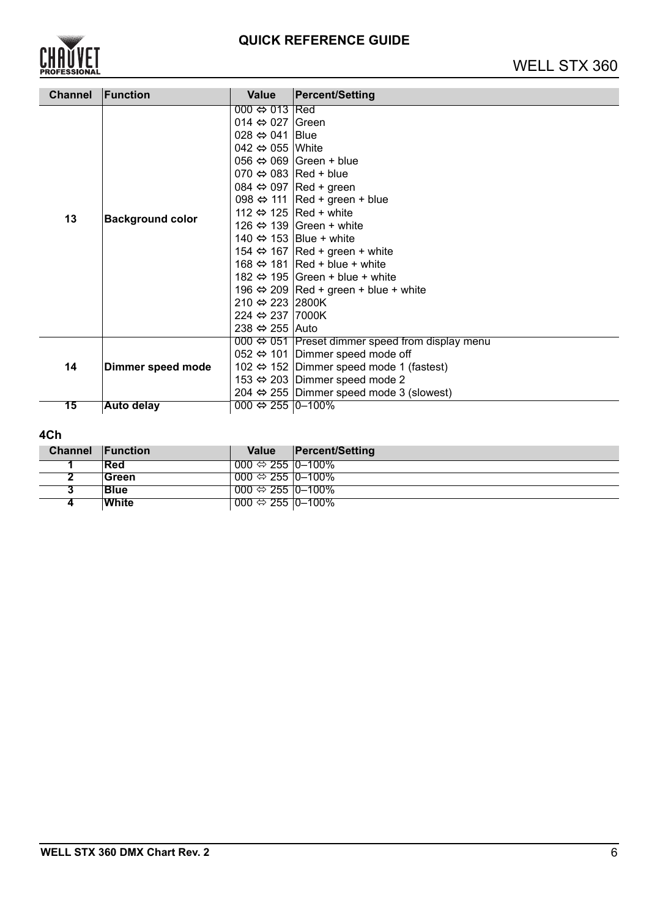| Channel | Function | Value | Percent/Setting |
|---|---|---|---|
| 13 | Background color | 000 ⇔ 013 | Red |
| | | 014 ⇔ 027 | Green |
| | | 028 ⇔ 041 | Blue |
| | | 042 ⇔ 055 | White |
| | | 056 ⇔ 069 | Green + blue |
| | | 070 ⇔ 083 | Red + blue |
| | | 084 ⇔ 097 | Red + green |
| | | 098 ⇔ 111 | Red + green + blue |
| | | 112 ⇔ 125 | Red + white |
| | | 126 ⇔ 139 | Green + white |
| | | 140 ⇔ 153 | Blue + white |
| | | 154 ⇔ 167 | Red + green + white |
| | | 168 ⇔ 181 | Red + blue + white |
| | | 182 ⇔ 195 | Green + blue + white |
| | | 196 ⇔ 209 | Red + green + blue + white |
| | | 210 ⇔ 223 | 2800K |
| | | 224 ⇔ 237 | 7000K |
| | | 238 ⇔ 255 | Auto |
| 14 | Dimmer speed mode | 000 ⇔ 051 | Preset dimmer speed from display menu |
| | | 052 ⇔ 101 | Dimmer speed mode off |
| | | 102 ⇔ 152 | Dimmer speed mode 1 (fastest) |
| | | 153 ⇔ 203 | Dimmer speed mode 2 |
| | | 204 ⇔ 255 | Dimmer speed mode 3 (slowest) |
| 15 | Auto delay | 000 ⇔ 255 | 0–100% |

### 4Ch

| Channel | Function | Value | Percent/Setting |
|---|---|---|---|
| 1 | **Red** | 000 ⇔ 255 | 0–100% |
| 2 | **Green** | 000 ⇔ 255 | 0–100% |
| 3 | **Blue** | 000 ⇔ 255 | 0–100% |
| 4 | **White** | 000 ⇔ 255 | 0–100% |